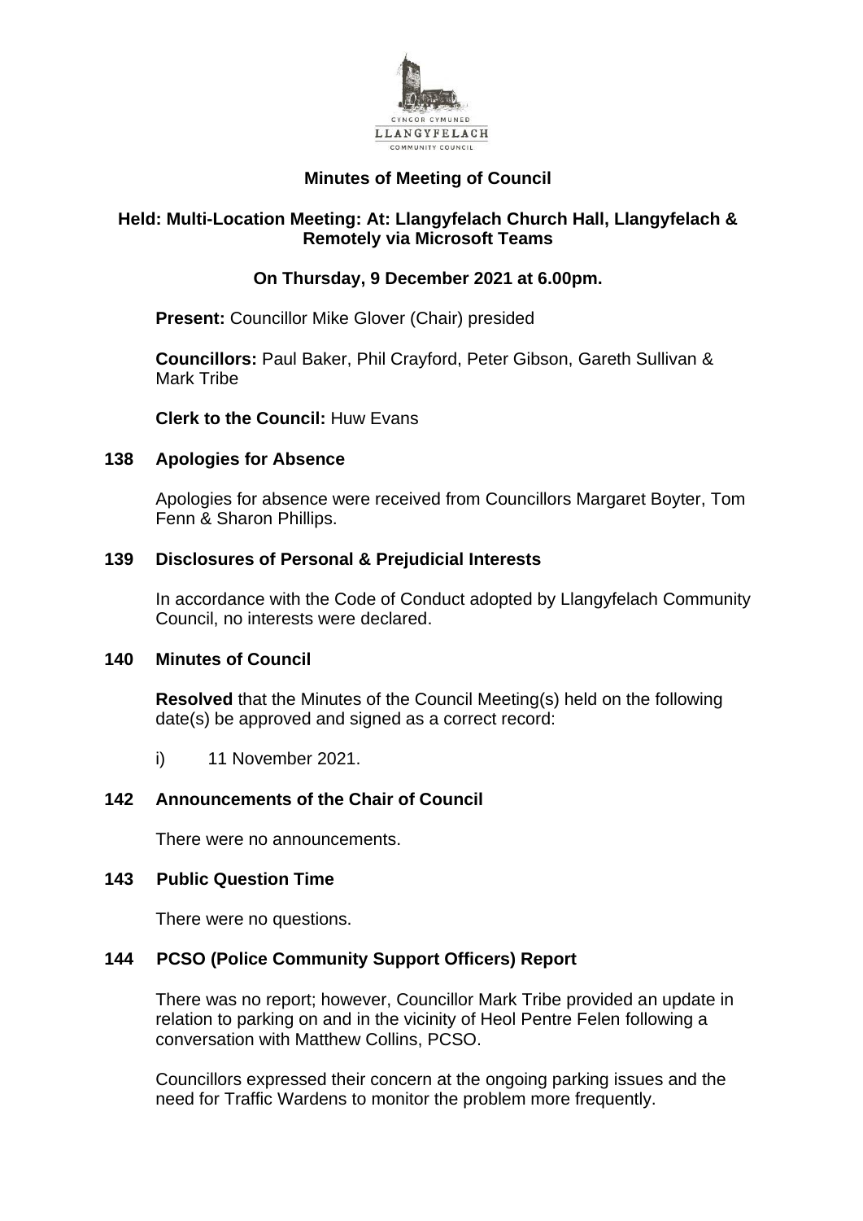CYNGOR CYMUNED
LLANGYFELACH
COMMUNITY COUNCIL

# Minutes of Meeting of Council

## Held: Multi-Location Meeting: At: Llangyfelach Church Hall, Llangyfelach & Remotely via Microsoft Teams

## On Thursday, 9 December 2021 at 6.00pm.

**Present:** Councillor Mike Glover (Chair) presided

**Councillors:** Paul Baker, Phil Crayford, Peter Gibson, Gareth Sullivan & Mark Tribe

**Clerk to the Council:** Huw Evans

### 138 Apologies for Absence

Apologies for absence were received from Councillors Margaret Boyter, Tom Fenn & Sharon Phillips.

### 139 Disclosures of Personal & Prejudicial Interests

In accordance with the Code of Conduct adopted by Llangyfelach Community Council, no interests were declared.

### 140 Minutes of Council

**Resolved** that the Minutes of the Council Meeting(s) held on the following date(s) be approved and signed as a correct record:

i) 11 November 2021.

### 142 Announcements of the Chair of Council

There were no announcements.

### 143 Public Question Time

There were no questions.

### 144 PCSO (Police Community Support Officers) Report

There was no report; however, Councillor Mark Tribe provided an update in relation to parking on and in the vicinity of Heol Pentre Felen following a conversation with Matthew Collins, PCSO.

Councillors expressed their concern at the ongoing parking issues and the need for Traffic Wardens to monitor the problem more frequently.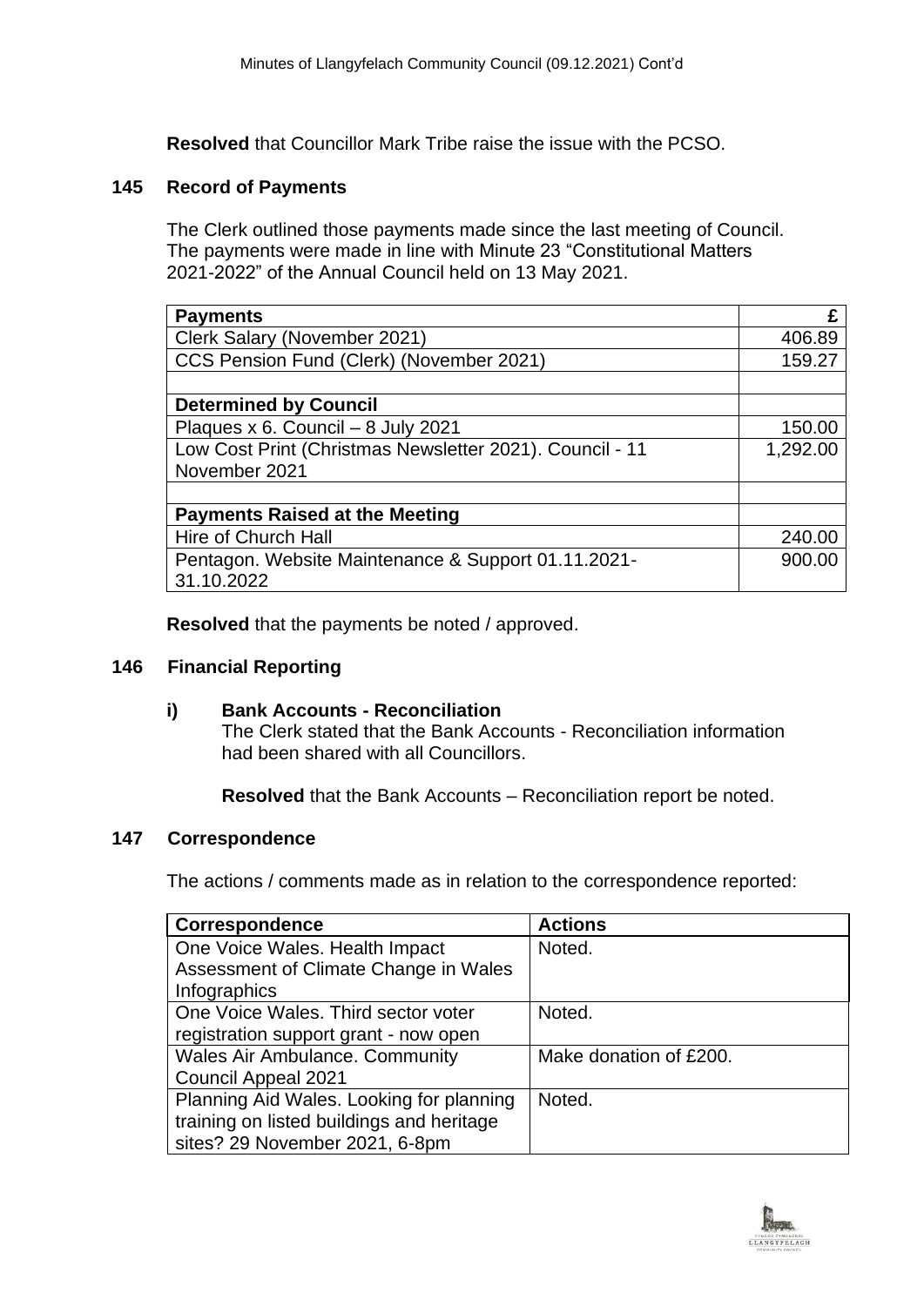**Resolved** that Councillor Mark Tribe raise the issue with the PCSO.

### 145 Record of Payments

The Clerk outlined those payments made since the last meeting of Council. The payments were made in line with Minute 23 "Constitutional Matters 2021-2022" of the Annual Council held on 13 May 2021.

| Payments | £ |
|---|---|
| Clerk Salary (November 2021) | 406.89 |
| CCS Pension Fund (Clerk) (November 2021) | 159.27 |
| | |
| **Determined by Council** | |
| Plaques x 6. Council – 8 July 2021 | 150.00 |
| Low Cost Print (Christmas Newsletter 2021). Council - 11 November 2021 | 1,292.00 |
| | |
| **Payments Raised at the Meeting** | |
| Hire of Church Hall | 240.00 |
| Pentagon. Website Maintenance & Support 01.11.2021-31.10.2022 | 900.00 |

**Resolved** that the payments be noted / approved.

### 146 Financial Reporting

**i) Bank Accounts - Reconciliation**

The Clerk stated that the Bank Accounts - Reconciliation information had been shared with all Councillors.

**Resolved** that the Bank Accounts – Reconciliation report be noted.

### 147 Correspondence

The actions / comments made as in relation to the correspondence reported:

| Correspondence | Actions |
|---|---|
| One Voice Wales. Health Impact Assessment of Climate Change in Wales Infographics | Noted. |
| One Voice Wales. Third sector voter registration support grant - now open | Noted. |
| Wales Air Ambulance. Community Council Appeal 2021 | Make donation of £200. |
| Planning Aid Wales. Looking for planning training on listed buildings and heritage sites? 29 November 2021, 6-8pm | Noted. |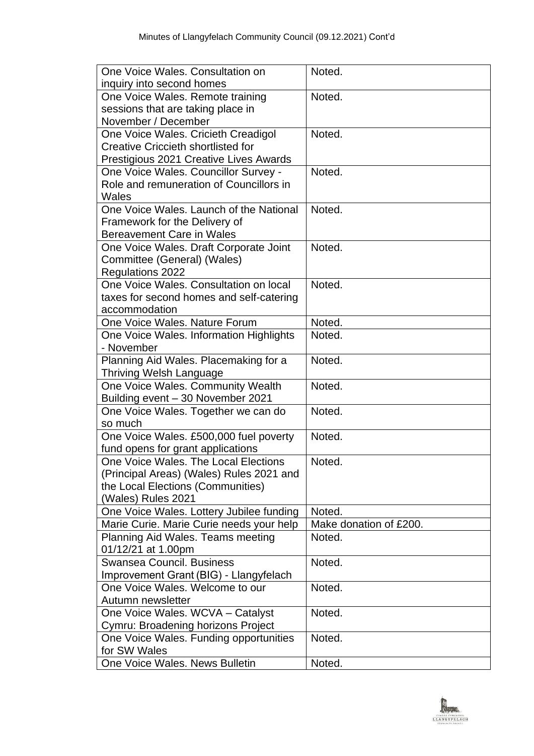| One Voice Wales. Consultation on inquiry into second homes | Noted. |
|---|---|
| One Voice Wales. Remote training sessions that are taking place in November / December | Noted. |
| One Voice Wales. Cricieth Creadigol Creative Criccieth shortlisted for Prestigious 2021 Creative Lives Awards | Noted. |
| One Voice Wales. Councillor Survey - Role and remuneration of Councillors in Wales | Noted. |
| One Voice Wales. Launch of the National Framework for the Delivery of Bereavement Care in Wales | Noted. |
| One Voice Wales. Draft Corporate Joint Committee (General) (Wales) Regulations 2022 | Noted. |
| One Voice Wales. Consultation on local taxes for second homes and self-catering accommodation | Noted. |
| One Voice Wales. Nature Forum | Noted. |
| One Voice Wales. Information Highlights - November | Noted. |
| Planning Aid Wales. Placemaking for a Thriving Welsh Language | Noted. |
| One Voice Wales. Community Wealth Building event – 30 November 2021 | Noted. |
| One Voice Wales. Together we can do so much | Noted. |
| One Voice Wales. £500,000 fuel poverty fund opens for grant applications | Noted. |
| One Voice Wales. The Local Elections (Principal Areas) (Wales) Rules 2021 and the Local Elections (Communities) (Wales) Rules 2021 | Noted. |
| One Voice Wales. Lottery Jubilee funding | Noted. |
| Marie Curie. Marie Curie needs your help | Make donation of £200. |
| Planning Aid Wales. Teams meeting 01/12/21 at 1.00pm | Noted. |
| Swansea Council. Business Improvement Grant (BIG) - Llangyfelach | Noted. |
| One Voice Wales. Welcome to our Autumn newsletter | Noted. |
| One Voice Wales. WCVA – Catalyst Cymru: Broadening horizons Project | Noted. |
| One Voice Wales. Funding opportunities for SW Wales | Noted. |
| One Voice Wales. News Bulletin | Noted. |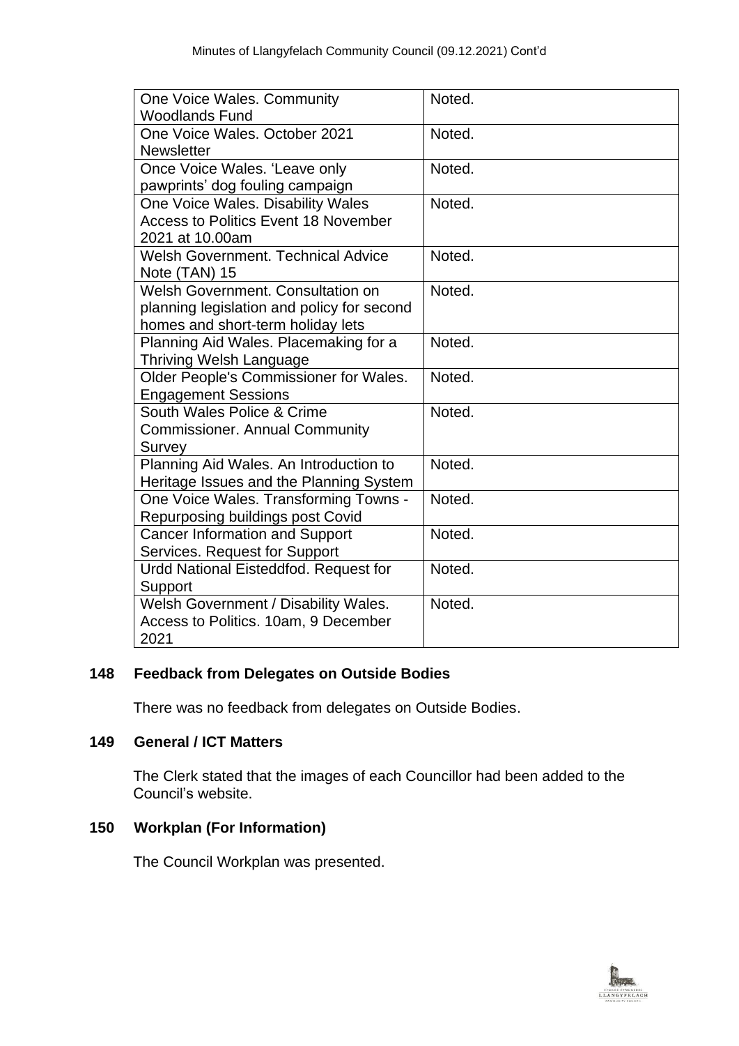| | |
|---|---|
| One Voice Wales. Community Woodlands Fund | Noted. |
| One Voice Wales. October 2021 Newsletter | Noted. |
| Once Voice Wales. 'Leave only pawprints' dog fouling campaign | Noted. |
| One Voice Wales. Disability Wales Access to Politics Event 18 November 2021 at 10.00am | Noted. |
| Welsh Government. Technical Advice Note (TAN) 15 | Noted. |
| Welsh Government. Consultation on planning legislation and policy for second homes and short-term holiday lets | Noted. |
| Planning Aid Wales. Placemaking for a Thriving Welsh Language | Noted. |
| Older People's Commissioner for Wales. Engagement Sessions | Noted. |
| South Wales Police & Crime Commissioner. Annual Community Survey | Noted. |
| Planning Aid Wales. An Introduction to Heritage Issues and the Planning System | Noted. |
| One Voice Wales. Transforming Towns - Repurposing buildings post Covid | Noted. |
| Cancer Information and Support Services. Request for Support | Noted. |
| Urdd National Eisteddfod. Request for Support | Noted. |
| Welsh Government / Disability Wales. Access to Politics. 10am, 9 December 2021 | Noted. |

## 148 Feedback from Delegates on Outside Bodies

There was no feedback from delegates on Outside Bodies.

## 149 General / ICT Matters

The Clerk stated that the images of each Councillor had been added to the Council's website.

## 150 Workplan (For Information)

The Council Workplan was presented.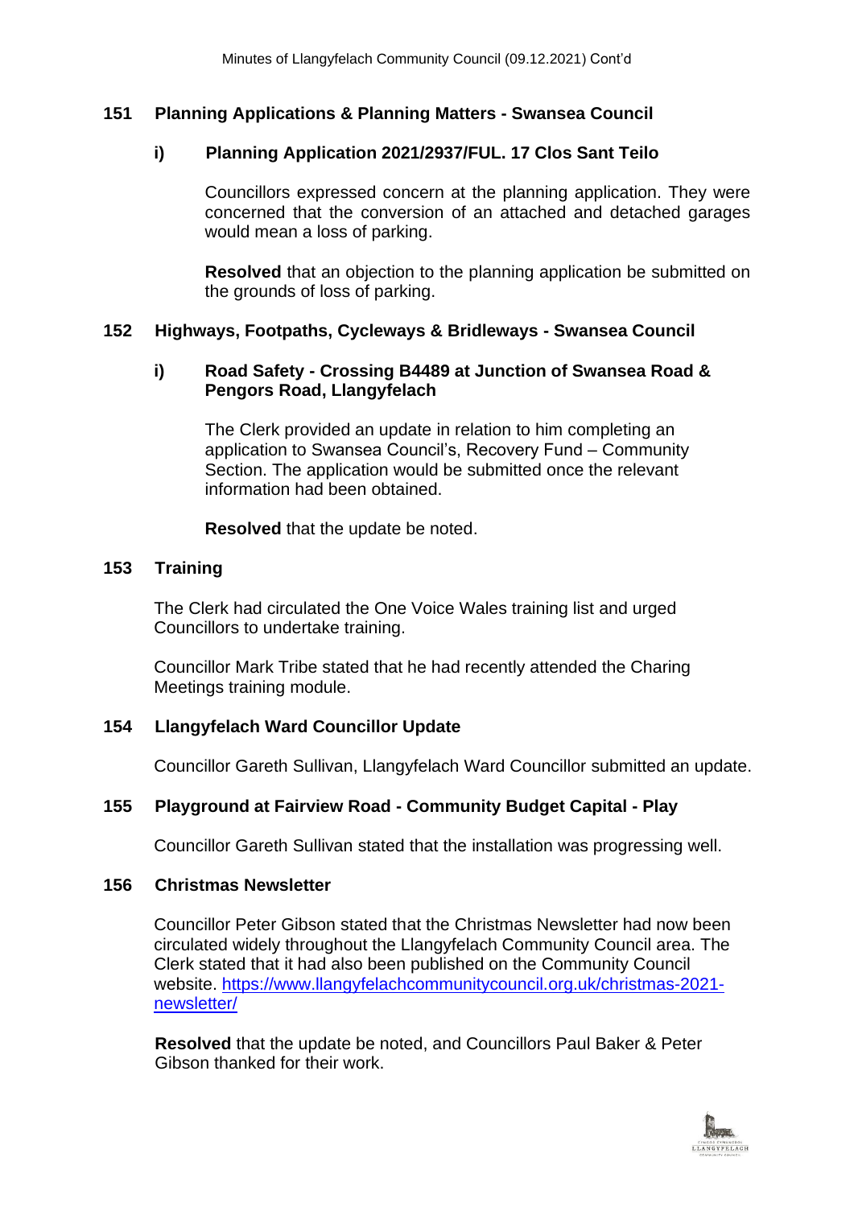## 151 Planning Applications & Planning Matters - Swansea Council

### i) Planning Application 2021/2937/FUL. 17 Clos Sant Teilo

Councillors expressed concern at the planning application. They were concerned that the conversion of an attached and detached garages would mean a loss of parking.

**Resolved** that an objection to the planning application be submitted on the grounds of loss of parking.

## 152 Highways, Footpaths, Cycleways & Bridleways - Swansea Council

### i) Road Safety - Crossing B4489 at Junction of Swansea Road & Pengors Road, Llangyfelach

The Clerk provided an update in relation to him completing an application to Swansea Council's, Recovery Fund – Community Section. The application would be submitted once the relevant information had been obtained.

**Resolved** that the update be noted.

## 153 Training

The Clerk had circulated the One Voice Wales training list and urged Councillors to undertake training.

Councillor Mark Tribe stated that he had recently attended the Charing Meetings training module.

## 154 Llangyfelach Ward Councillor Update

Councillor Gareth Sullivan, Llangyfelach Ward Councillor submitted an update.

## 155 Playground at Fairview Road - Community Budget Capital - Play

Councillor Gareth Sullivan stated that the installation was progressing well.

## 156 Christmas Newsletter

Councillor Peter Gibson stated that the Christmas Newsletter had now been circulated widely throughout the Llangyfelach Community Council area. The Clerk stated that it had also been published on the Community Council website. https://www.llangyfelachcommunitycouncil.org.uk/christmas-2021-newsletter/

**Resolved** that the update be noted, and Councillors Paul Baker & Peter Gibson thanked for their work.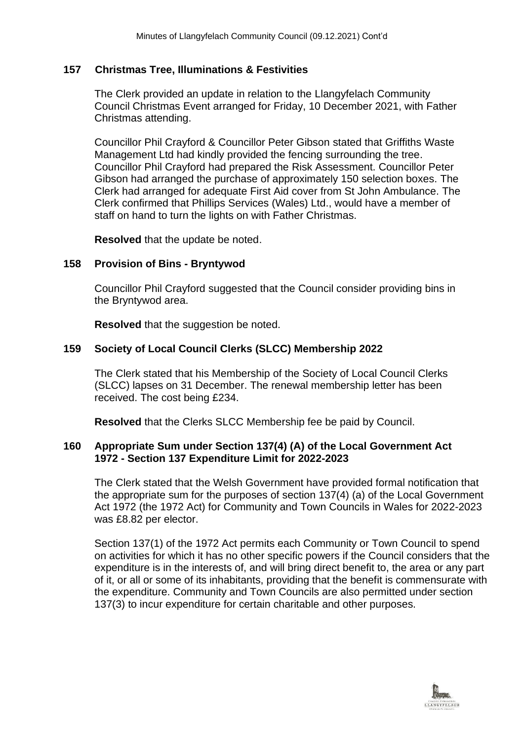## 157 Christmas Tree, Illuminations & Festivities

The Clerk provided an update in relation to the Llangyfelach Community Council Christmas Event arranged for Friday, 10 December 2021, with Father Christmas attending.

Councillor Phil Crayford & Councillor Peter Gibson stated that Griffiths Waste Management Ltd had kindly provided the fencing surrounding the tree. Councillor Phil Crayford had prepared the Risk Assessment. Councillor Peter Gibson had arranged the purchase of approximately 150 selection boxes. The Clerk had arranged for adequate First Aid cover from St John Ambulance. The Clerk confirmed that Phillips Services (Wales) Ltd., would have a member of staff on hand to turn the lights on with Father Christmas.

**Resolved** that the update be noted.

## 158 Provision of Bins - Bryntywod

Councillor Phil Crayford suggested that the Council consider providing bins in the Bryntywod area.

**Resolved** that the suggestion be noted.

## 159 Society of Local Council Clerks (SLCC) Membership 2022

The Clerk stated that his Membership of the Society of Local Council Clerks (SLCC) lapses on 31 December. The renewal membership letter has been received. The cost being £234.

**Resolved** that the Clerks SLCC Membership fee be paid by Council.

## 160 Appropriate Sum under Section 137(4) (A) of the Local Government Act 1972 - Section 137 Expenditure Limit for 2022-2023

The Clerk stated that the Welsh Government have provided formal notification that the appropriate sum for the purposes of section 137(4) (a) of the Local Government Act 1972 (the 1972 Act) for Community and Town Councils in Wales for 2022-2023 was £8.82 per elector.

Section 137(1) of the 1972 Act permits each Community or Town Council to spend on activities for which it has no other specific powers if the Council considers that the expenditure is in the interests of, and will bring direct benefit to, the area or any part of it, or all or some of its inhabitants, providing that the benefit is commensurate with the expenditure. Community and Town Councils are also permitted under section 137(3) to incur expenditure for certain charitable and other purposes.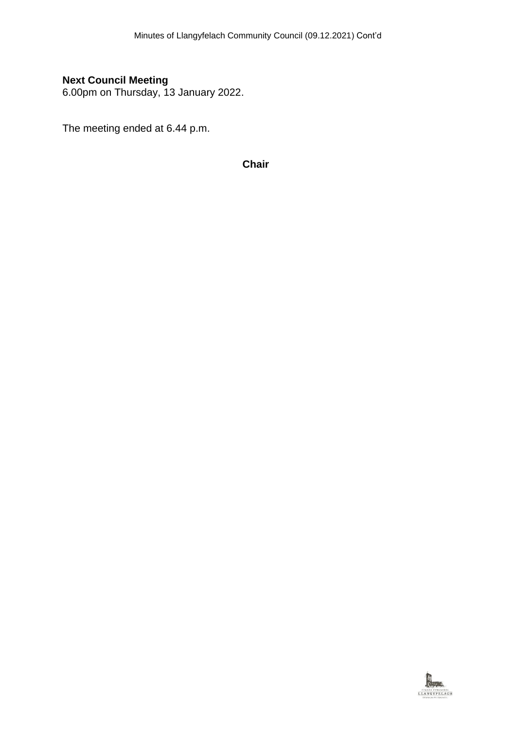**Next Council Meeting**
6.00pm on Thursday, 13 January 2022.

The meeting ended at 6.44 p.m.

**Chair**